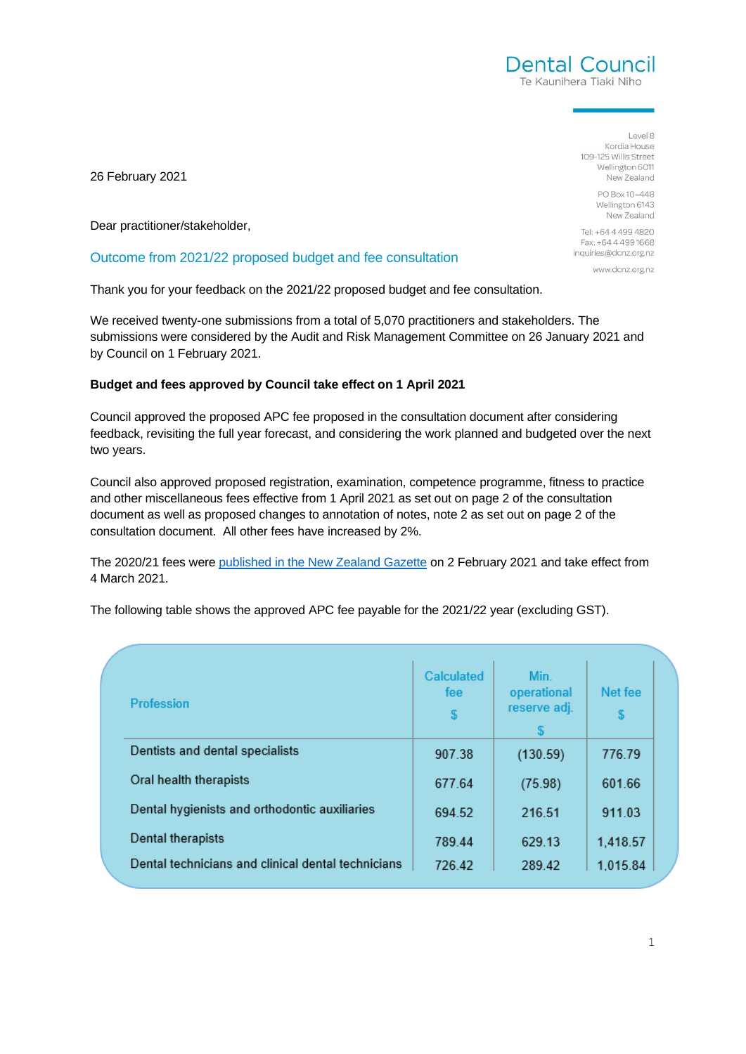Dental Council
Te Kaunihera Tiaki Niho

Level 8
Kordia House
109-125 Willis Street
Wellington 6011
New Zealand

PO Box 10-448
Wellington 6143
New Zealand

Tel: +64 4 499 4820
Fax: +64 4 499 1668
inquiries@dcnz.org.nz

www.dcnz.org.nz

26 February 2021

Dear practitioner/stakeholder,

## Outcome from 2021/22 proposed budget and fee consultation

Thank you for your feedback on the 2021/22 proposed budget and fee consultation.

We received twenty-one submissions from a total of 5,070 practitioners and stakeholders. The submissions were considered by the Audit and Risk Management Committee on 26 January 2021 and by Council on 1 February 2021.

**Budget and fees approved by Council take effect on 1 April 2021**

Council approved the proposed APC fee proposed in the consultation document after considering feedback, revisiting the full year forecast, and considering the work planned and budgeted over the next two years.

Council also approved proposed registration, examination, competence programme, fitness to practice and other miscellaneous fees effective from 1 April 2021 as set out on page 2 of the consultation document as well as proposed changes to annotation of notes, note 2 as set out on page 2 of the consultation document. All other fees have increased by 2%.

The 2020/21 fees were [published in the New Zealand Gazette]() on 2 February 2021 and take effect from 4 March 2021.

The following table shows the approved APC fee payable for the 2021/22 year (excluding GST).

| Profession | Calculated fee $ | Min. operational reserve adj. $ | Net fee $ |
|---|---|---|---|
| Dentists and dental specialists | 907.38 | (130.59) | 776.79 |
| Oral health therapists | 677.64 | (75.98) | 601.66 |
| Dental hygienists and orthodontic auxiliaries | 694.52 | 216.51 | 911.03 |
| Dental therapists | 789.44 | 629.13 | 1,418.57 |
| Dental technicians and clinical dental technicians | 726.42 | 289.42 | 1,015.84 |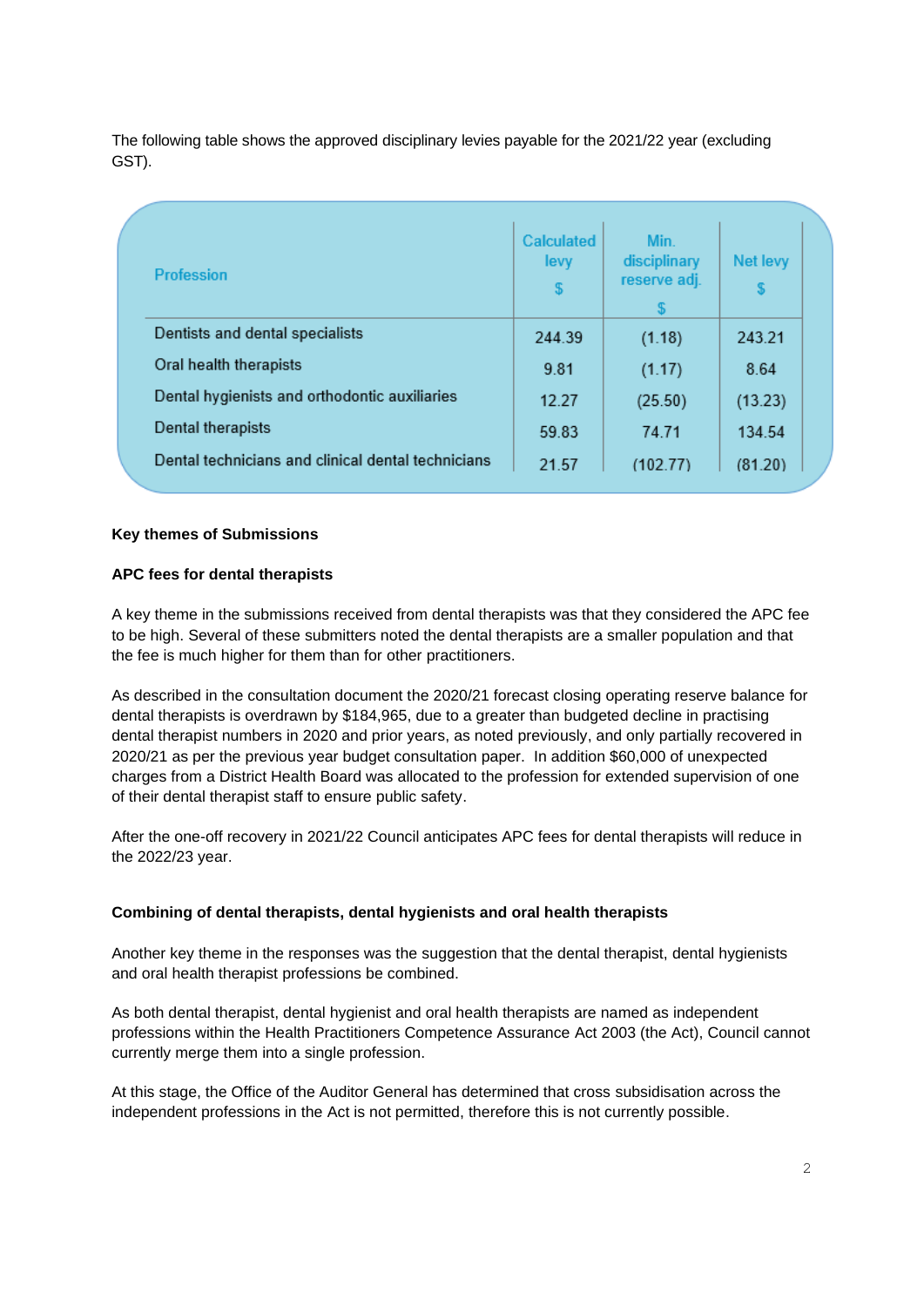The following table shows the approved disciplinary levies payable for the 2021/22 year (excluding GST).

| Profession | Calculated levy $ | Min. disciplinary reserve adj. $ | Net levy $ |
|---|---|---|---|
| Dentists and dental specialists | 244.39 | (1.18) | 243.21 |
| Oral health therapists | 9.81 | (1.17) | 8.64 |
| Dental hygienists and orthodontic auxiliaries | 12.27 | (25.50) | (13.23) |
| Dental therapists | 59.83 | 74.71 | 134.54 |
| Dental technicians and clinical dental technicians | 21.57 | (102.77) | (81.20) |

**Key themes of Submissions**

**APC fees for dental therapists**

A key theme in the submissions received from dental therapists was that they considered the APC fee to be high. Several of these submitters noted the dental therapists are a smaller population and that the fee is much higher for them than for other practitioners.

As described in the consultation document the 2020/21 forecast closing operating reserve balance for dental therapists is overdrawn by $184,965, due to a greater than budgeted decline in practising dental therapist numbers in 2020 and prior years, as noted previously, and only partially recovered in 2020/21 as per the previous year budget consultation paper. In addition $60,000 of unexpected charges from a District Health Board was allocated to the profession for extended supervision of one of their dental therapist staff to ensure public safety.

After the one-off recovery in 2021/22 Council anticipates APC fees for dental therapists will reduce in the 2022/23 year.

**Combining of dental therapists, dental hygienists and oral health therapists**

Another key theme in the responses was the suggestion that the dental therapist, dental hygienists and oral health therapist professions be combined.

As both dental therapist, dental hygienist and oral health therapists are named as independent professions within the Health Practitioners Competence Assurance Act 2003 (the Act), Council cannot currently merge them into a single profession.

At this stage, the Office of the Auditor General has determined that cross subsidisation across the independent professions in the Act is not permitted, therefore this is not currently possible.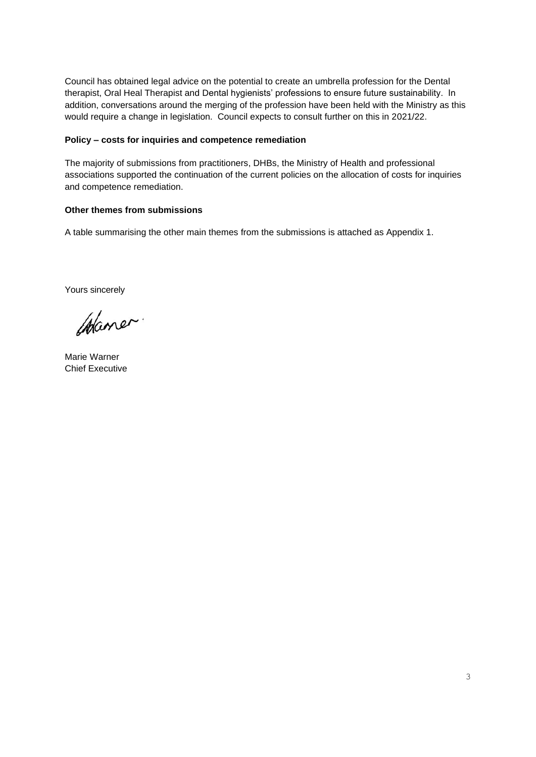Council has obtained legal advice on the potential to create an umbrella profession for the Dental therapist, Oral Heal Therapist and Dental hygienists' professions to ensure future sustainability. In addition, conversations around the merging of the profession have been held with the Ministry as this would require a change in legislation. Council expects to consult further on this in 2021/22.

**Policy – costs for inquiries and competence remediation**

The majority of submissions from practitioners, DHBs, the Ministry of Health and professional associations supported the continuation of the current policies on the allocation of costs for inquiries and competence remediation.

**Other themes from submissions**

A table summarising the other main themes from the submissions is attached as Appendix 1.

Yours sincerely

Marie Warner
Chief Executive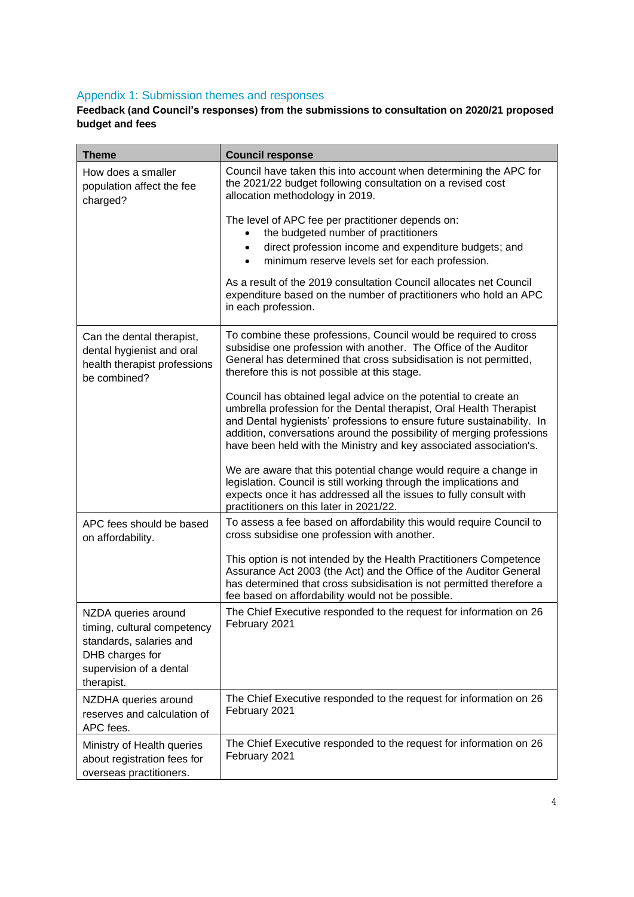## Appendix 1: Submission themes and responses

**Feedback (and Council's responses) from the submissions to consultation on 2020/21 proposed budget and fees**

| Theme | Council response |
| --- | --- |
| How does a smaller population affect the fee charged? | Council have taken this into account when determining the APC for the 2021/22 budget following consultation on a revised cost allocation methodology in 2019.<br><br>The level of APC fee per practitioner depends on:<br>• the budgeted number of practitioners<br>• direct profession income and expenditure budgets; and<br>• minimum reserve levels set for each profession.<br><br>As a result of the 2019 consultation Council allocates net Council expenditure based on the number of practitioners who hold an APC in each profession. |
| Can the dental therapist, dental hygienist and oral health therapist professions be combined? | To combine these professions, Council would be required to cross subsidise one profession with another. The Office of the Auditor General has determined that cross subsidisation is not permitted, therefore this is not possible at this stage.<br><br>Council has obtained legal advice on the potential to create an umbrella profession for the Dental therapist, Oral Health Therapist and Dental hygienists' professions to ensure future sustainability. In addition, conversations around the possibility of merging professions have been held with the Ministry and key associated association's.<br><br>We are aware that this potential change would require a change in legislation. Council is still working through the implications and expects once it has addressed all the issues to fully consult with practitioners on this later in 2021/22. |
| APC fees should be based on affordability. | To assess a fee based on affordability this would require Council to cross subsidise one profession with another.<br><br>This option is not intended by the Health Practitioners Competence Assurance Act 2003 (the Act) and the Office of the Auditor General has determined that cross subsidisation is not permitted therefore a fee based on affordability would not be possible. |
| NZDA queries around timing, cultural competency standards, salaries and DHB charges for supervision of a dental therapist. | The Chief Executive responded to the request for information on 26 February 2021 |
| NZDHA queries around reserves and calculation of APC fees. | The Chief Executive responded to the request for information on 26 February 2021 |
| Ministry of Health queries about registration fees for overseas practitioners. | The Chief Executive responded to the request for information on 26 February 2021 |